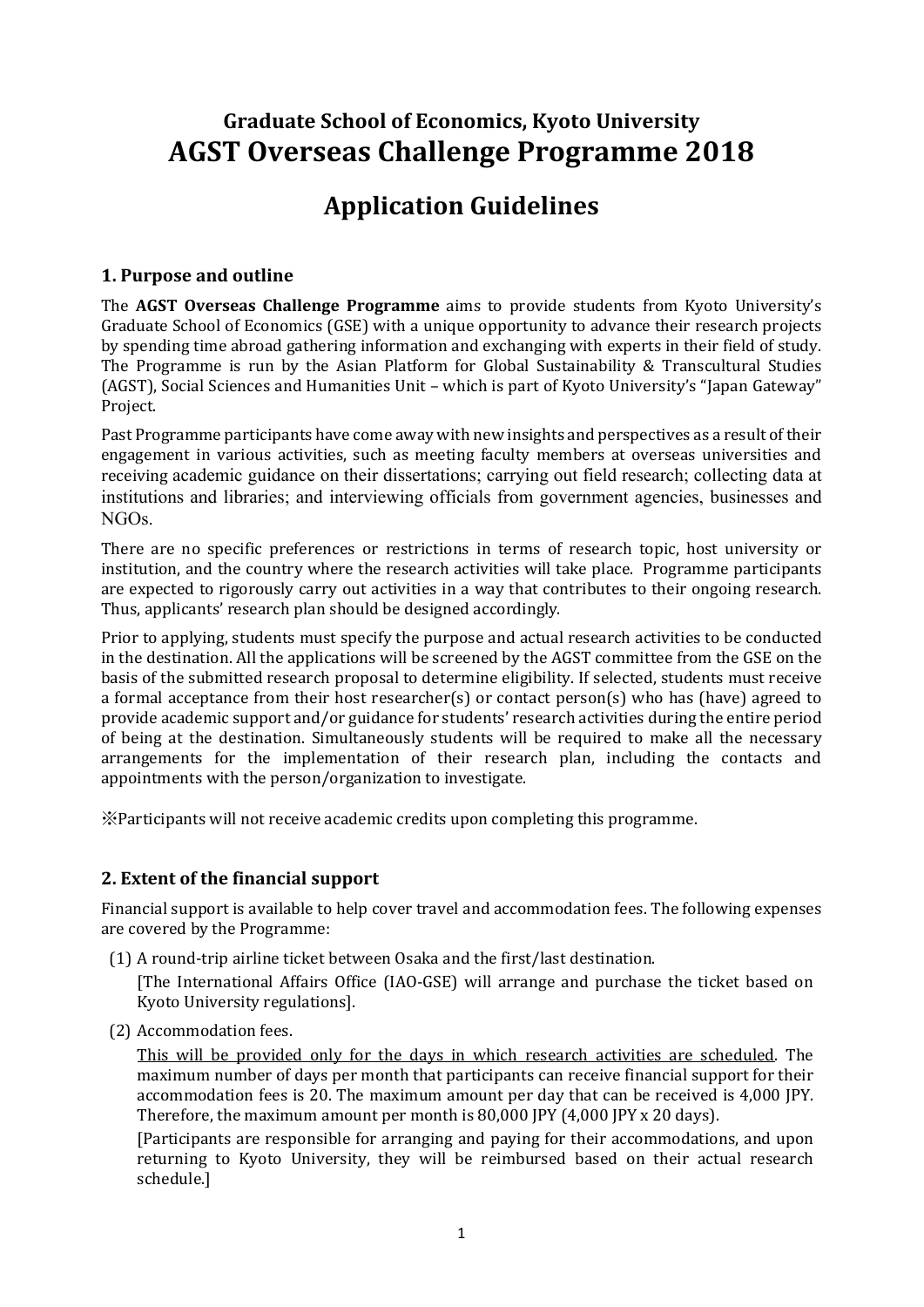## Graduate School of Economics, Kyoto University

# AGST Overseas Challenge Programme 2018

# Application Guidelines

## 1. Purpose and outline

The **AGST Overseas Challenge Programme** aims to provide students from Kyoto University's Graduate School of Economics (GSE) with a unique opportunity to advance their research projects by spending time abroad gathering information and exchanging with experts in their field of study. The Programme is run by the Asian Platform for Global Sustainability & Transcultural Studies (AGST), Social Sciences and Humanities Unit – which is part of Kyoto University's "Japan Gateway" Project.

Past Programme participants have come away with new insights and perspectives as a result of their engagement in various activities, such as meeting faculty members at overseas universities and receiving academic guidance on their dissertations; carrying out field research; collecting data at institutions and libraries; and interviewing officials from government agencies, businesses and NGOs.

There are no specific preferences or restrictions in terms of research topic, host university or institution, and the country where the research activities will take place. Programme participants are expected to rigorously carry out activities in a way that contributes to their ongoing research. Thus, applicants' research plan should be designed accordingly.

Prior to applying, students must specify the purpose and actual research activities to be conducted in the destination. All the applications will be screened by the AGST committee from the GSE on the basis of the submitted research proposal to determine eligibility. If selected, students must receive a formal acceptance from their host researcher(s) or contact person(s) who has (have) agreed to provide academic support and/or guidance for students' research activities during the entire period of being at the destination. Simultaneously students will be required to make all the necessary arrangements for the implementation of their research plan, including the contacts and appointments with the person/organization to investigate.

※Participants will not receive academic credits upon completing this programme.

## 2. Extent of the financial support

Financial support is available to help cover travel and accommodation fees. The following expenses are covered by the Programme:

(1) A round-trip airline ticket between Osaka and the first/last destination.

[The International Affairs Office (IAO-GSE) will arrange and purchase the ticket based on Kyoto University regulations].

(2) Accommodation fees.

<u>This will be provided only for the days in which research activities are scheduled</u>. The maximum number of days per month that participants can receive financial support for their accommodation fees is 20. The maximum amount per day that can be received is 4,000 JPY. Therefore, the maximum amount per month is 80,000 JPY (4,000 JPY x 20 days).

[Participants are responsible for arranging and paying for their accommodations, and upon returning to Kyoto University, they will be reimbursed based on their actual research schedule.]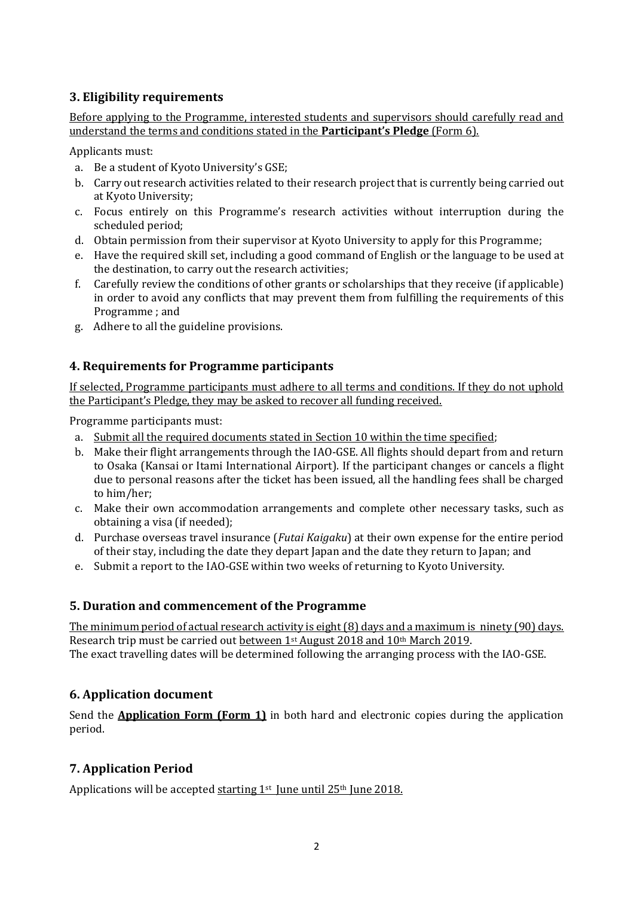## 3. Eligibility requirements

Before applying to the Programme, interested students and supervisors should carefully read and understand the terms and conditions stated in the **Participant's Pledge** (Form 6).

Applicants must:

a. Be a student of Kyoto University's GSE;
b. Carry out research activities related to their research project that is currently being carried out at Kyoto University;
c. Focus entirely on this Programme's research activities without interruption during the scheduled period;
d. Obtain permission from their supervisor at Kyoto University to apply for this Programme;
e. Have the required skill set, including a good command of English or the language to be used at the destination, to carry out the research activities;
f. Carefully review the conditions of other grants or scholarships that they receive (if applicable) in order to avoid any conflicts that may prevent them from fulfilling the requirements of this Programme ; and
g. Adhere to all the guideline provisions.

## 4. Requirements for Programme participants

If selected, Programme participants must adhere to all terms and conditions. If they do not uphold the Participant's Pledge, they may be asked to recover all funding received.

Programme participants must:

a. Submit all the required documents stated in Section 10 within the time specified;
b. Make their flight arrangements through the IAO-GSE. All flights should depart from and return to Osaka (Kansai or Itami International Airport). If the participant changes or cancels a flight due to personal reasons after the ticket has been issued, all the handling fees shall be charged to him/her;
c. Make their own accommodation arrangements and complete other necessary tasks, such as obtaining a visa (if needed);
d. Purchase overseas travel insurance (*Futai Kaigaku*) at their own expense for the entire period of their stay, including the date they depart Japan and the date they return to Japan; and
e. Submit a report to the IAO-GSE within two weeks of returning to Kyoto University.

## 5. Duration and commencement of the Programme

The minimum period of actual research activity is eight (8) days and a maximum is ninety (90) days. Research trip must be carried out between 1st August 2018 and 10th March 2019.
The exact travelling dates will be determined following the arranging process with the IAO-GSE.

## 6. Application document

Send the **Application Form (Form 1)** in both hard and electronic copies during the application period.

## 7. Application Period

Applications will be accepted starting 1st June until 25th June 2018.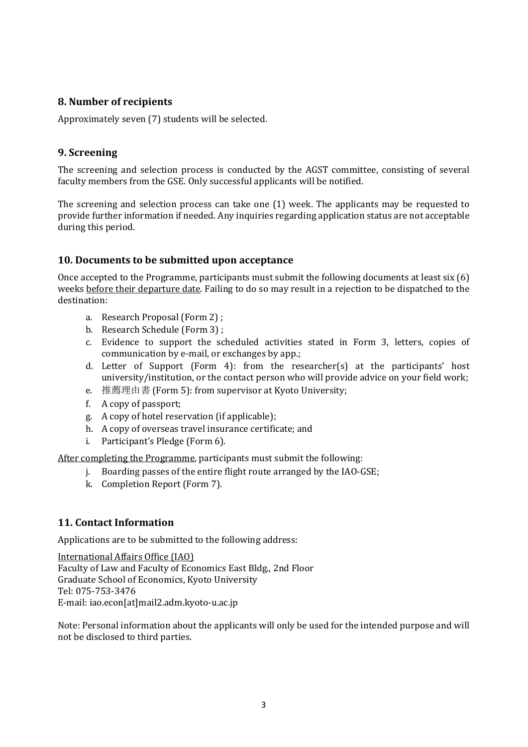## 8. Number of recipients

Approximately seven (7) students will be selected.

## 9. Screening

The screening and selection process is conducted by the AGST committee, consisting of several faculty members from the GSE. Only successful applicants will be notified.

The screening and selection process can take one (1) week. The applicants may be requested to provide further information if needed. Any inquiries regarding application status are not acceptable during this period.

## 10. Documents to be submitted upon acceptance

Once accepted to the Programme, participants must submit the following documents at least six (6) weeks before their departure date. Failing to do so may result in a rejection to be dispatched to the destination:

a. Research Proposal (Form 2) ;
b. Research Schedule (Form 3) ;
c. Evidence to support the scheduled activities stated in Form 3, letters, copies of communication by e-mail, or exchanges by app.;
d. Letter of Support (Form 4): from the researcher(s) at the participants' host university/institution, or the contact person who will provide advice on your field work;
e. 推薦理由書 (Form 5): from supervisor at Kyoto University;
f. A copy of passport;
g. A copy of hotel reservation (if applicable);
h. A copy of overseas travel insurance certificate; and
i. Participant's Pledge (Form 6).

After completing the Programme, participants must submit the following:

j. Boarding passes of the entire flight route arranged by the IAO-GSE;
k. Completion Report (Form 7).

## 11. Contact Information

Applications are to be submitted to the following address:

International Affairs Office (IAO)
Faculty of Law and Faculty of Economics East Bldg., 2nd Floor
Graduate School of Economics, Kyoto University
Tel: 075-753-3476
E-mail: iao.econ[at]mail2.adm.kyoto-u.ac.jp

Note: Personal information about the applicants will only be used for the intended purpose and will not be disclosed to third parties.